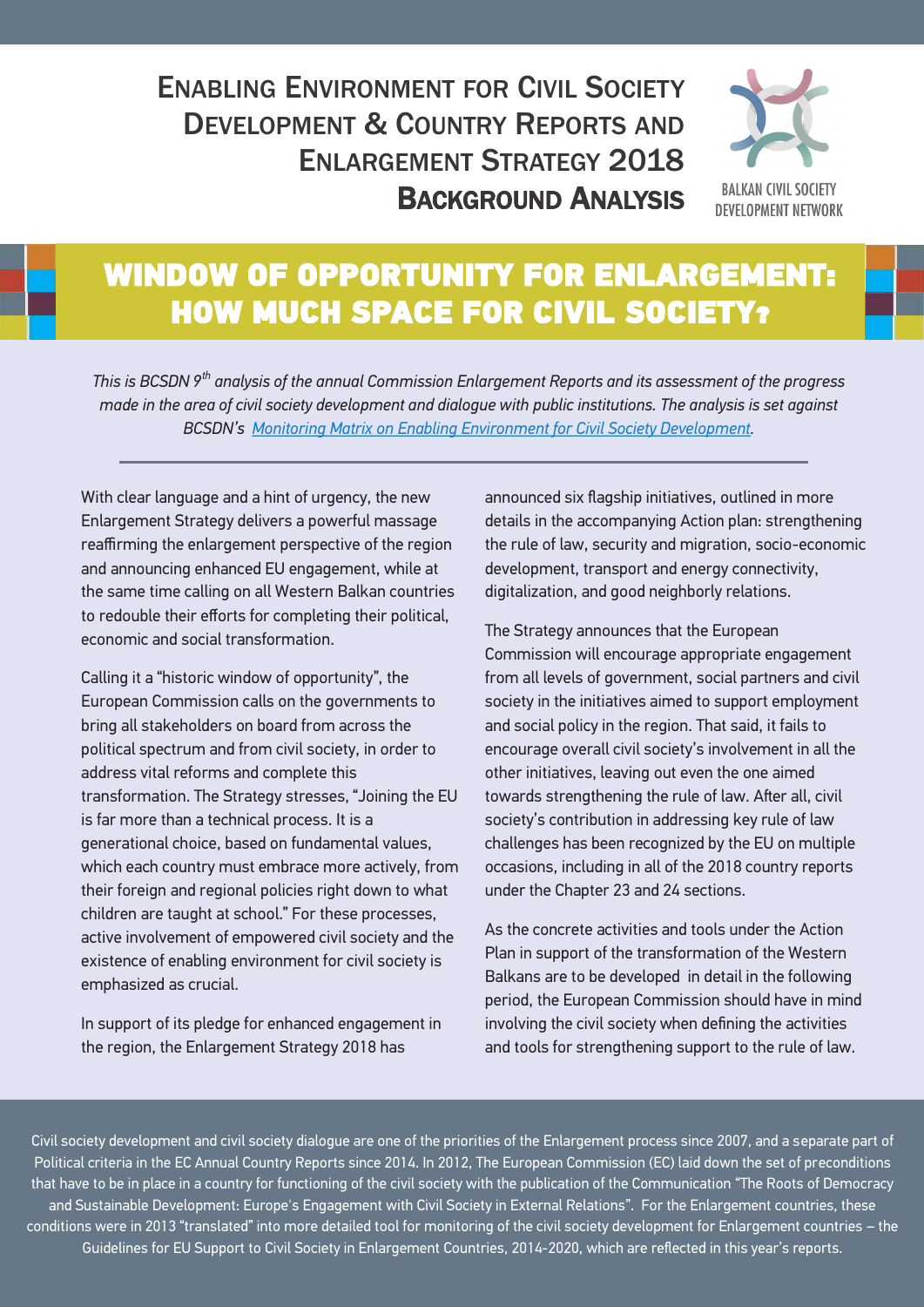# Enabling Environment for Civil Society Development & Country Reports and Enlargement Strategy 2018

**Background Analysis**

BALKAN CIVIL SOCIETY DEVELOPMENT NETWORK

## WINDOW OF OPPORTUNITY FOR ENLARGEMENT: HOW MUCH SPACE FOR CIVIL SOCIETY?

*This is BCSDN 9th analysis of the annual Commission Enlargement Reports and its assessment of the progress made in the area of civil society development and dialogue with public institutions. The analysis is set against BCSDN's [Monitoring Matrix on Enabling Environment for Civil Society Development](#).*

With clear language and a hint of urgency, the new Enlargement Strategy delivers a powerful massage reaffirming the enlargement perspective of the region and announcing enhanced EU engagement, while at the same time calling on all Western Balkan countries to redouble their efforts for completing their political, economic and social transformation.

Calling it a "historic window of opportunity", the European Commission calls on the governments to bring all stakeholders on board from across the political spectrum and from civil society, in order to address vital reforms and complete this transformation. The Strategy stresses, "Joining the EU is far more than a technical process. It is a generational choice, based on fundamental values, which each country must embrace more actively, from their foreign and regional policies right down to what children are taught at school." For these processes, active involvement of empowered civil society and the existence of enabling environment for civil society is emphasized as crucial.

In support of its pledge for enhanced engagement in the region, the Enlargement Strategy 2018 has announced six flagship initiatives, outlined in more details in the accompanying Action plan: strengthening the rule of law, security and migration, socio-economic development, transport and energy connectivity, digitalization, and good neighborly relations.

The Strategy announces that the European Commission will encourage appropriate engagement from all levels of government, social partners and civil society in the initiatives aimed to support employment and social policy in the region. That said, it fails to encourage overall civil society's involvement in all the other initiatives, leaving out even the one aimed towards strengthening the rule of law. After all, civil society's contribution in addressing key rule of law challenges has been recognized by the EU on multiple occasions, including in all of the 2018 country reports under the Chapter 23 and 24 sections.

As the concrete activities and tools under the Action Plan in support of the transformation of the Western Balkans are to be developed in detail in the following period, the European Commission should have in mind involving the civil society when defining the activities and tools for strengthening support to the rule of law.

Civil society development and civil society dialogue are one of the priorities of the Enlargement process since 2007, and a separate part of Political criteria in the EC Annual Country Reports since 2014. In 2012, The European Commission (EC) laid down the set of preconditions that have to be in place in a country for functioning of the civil society with the publication of the Communication "The Roots of Democracy and Sustainable Development: Europe's Engagement with Civil Society in External Relations". For the Enlargement countries, these conditions were in 2013 "translated" into more detailed tool for monitoring of the civil society development for Enlargement countries – the Guidelines for EU Support to Civil Society in Enlargement Countries, 2014-2020, which are reflected in this year's reports.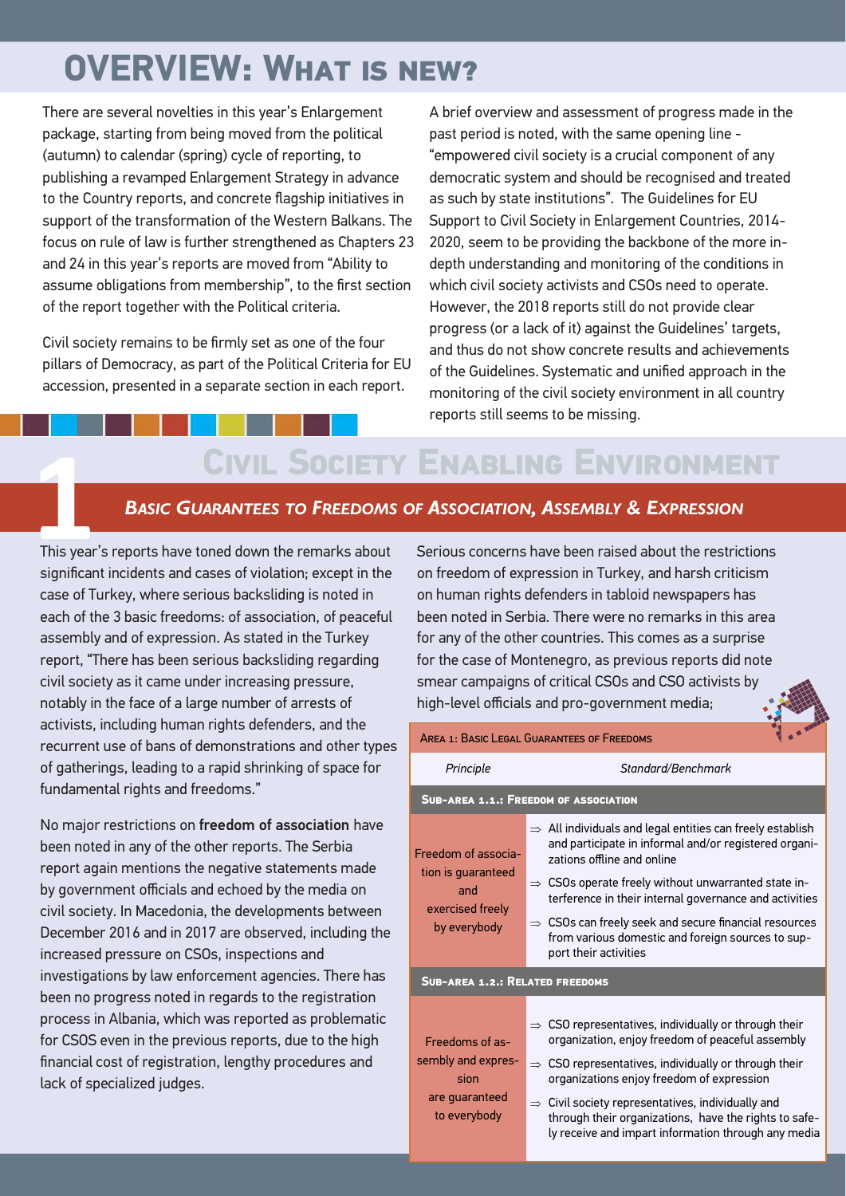# OVERVIEW: WHAT IS NEW?

There are several novelties in this year's Enlargement package, starting from being moved from the political (autumn) to calendar (spring) cycle of reporting, to publishing a revamped Enlargement Strategy in advance to the Country reports, and concrete flagship initiatives in support of the transformation of the Western Balkans. The focus on rule of law is further strengthened as Chapters 23 and 24 in this year's reports are moved from "Ability to assume obligations from membership", to the first section of the report together with the Political criteria.

Civil society remains to be firmly set as one of the four pillars of Democracy, as part of the Political Criteria for EU accession, presented in a separate section in each report.

A brief overview and assessment of progress made in the past period is noted, with the same opening line - "empowered civil society is a crucial component of any democratic system and should be recognised and treated as such by state institutions". The Guidelines for EU Support to Civil Society in Enlargement Countries, 2014-2020, seem to be providing the backbone of the more in-depth understanding and monitoring of the conditions in which civil society activists and CSOs need to operate. However, the 2018 reports still do not provide clear progress (or a lack of it) against the Guidelines' targets, and thus do not show concrete results and achievements of the Guidelines. Systematic and unified approach in the monitoring of the civil society environment in all country reports still seems to be missing.

# 1 CIVIL SOCIETY ENABLING ENVIRONMENT

## *BASIC GUARANTEES TO FREEDOMS OF ASSOCIATION, ASSEMBLY & EXPRESSION*

This year's reports have toned down the remarks about significant incidents and cases of violation; except in the case of Turkey, where serious backsliding is noted in each of the 3 basic freedoms: of association, of peaceful assembly and of expression. As stated in the Turkey report, "There has been serious backsliding regarding civil society as it came under increasing pressure, notably in the face of a large number of arrests of activists, including human rights defenders, and the recurrent use of bans of demonstrations and other types of gatherings, leading to a rapid shrinking of space for fundamental rights and freedoms."

No major restrictions on **freedom of association** have been noted in any of the other reports. The Serbia report again mentions the negative statements made by government officials and echoed by the media on civil society. In Macedonia, the developments between December 2016 and in 2017 are observed, including the increased pressure on CSOs, inspections and investigations by law enforcement agencies. There has been no progress noted in regards to the registration process in Albania, which was reported as problematic for CSOS even in the previous reports, due to the high financial cost of registration, lengthy procedures and lack of specialized judges.

Serious concerns have been raised about the restrictions on freedom of expression in Turkey, and harsh criticism on human rights defenders in tabloid newspapers has been noted in Serbia. There were no remarks in this area for any of the other countries. This comes as a surprise for the case of Montenegro, as previous reports did note smear campaigns of critical CSOs and CSO activists by high-level officials and pro-government media;

| AREA 1: BASIC LEGAL GUARANTEES OF FREEDOMS | |
|---|---|
| *Principle* | *Standard/Benchmark* |
| **SUB-AREA 1.1.: FREEDOM OF ASSOCIATION** | |
| Freedom of association is guaranteed and exercised freely by everybody | ⇒ All individuals and legal entities can freely establish and participate in informal and/or registered organizations offline and online<br>⇒ CSOs operate freely without unwarranted state interference in their internal governance and activities<br>⇒ CSOs can freely seek and secure financial resources from various domestic and foreign sources to support their activities |
| **SUB-AREA 1.2.: RELATED FREEDOMS** | |
| Freedoms of assembly and expression are guaranteed to everybody | ⇒ CSO representatives, individually or through their organization, enjoy freedom of peaceful assembly<br>⇒ CSO representatives, individually or through their organizations enjoy freedom of expression<br>⇒ Civil society representatives, individually and through their organizations, have the rights to safely receive and impart information through any media |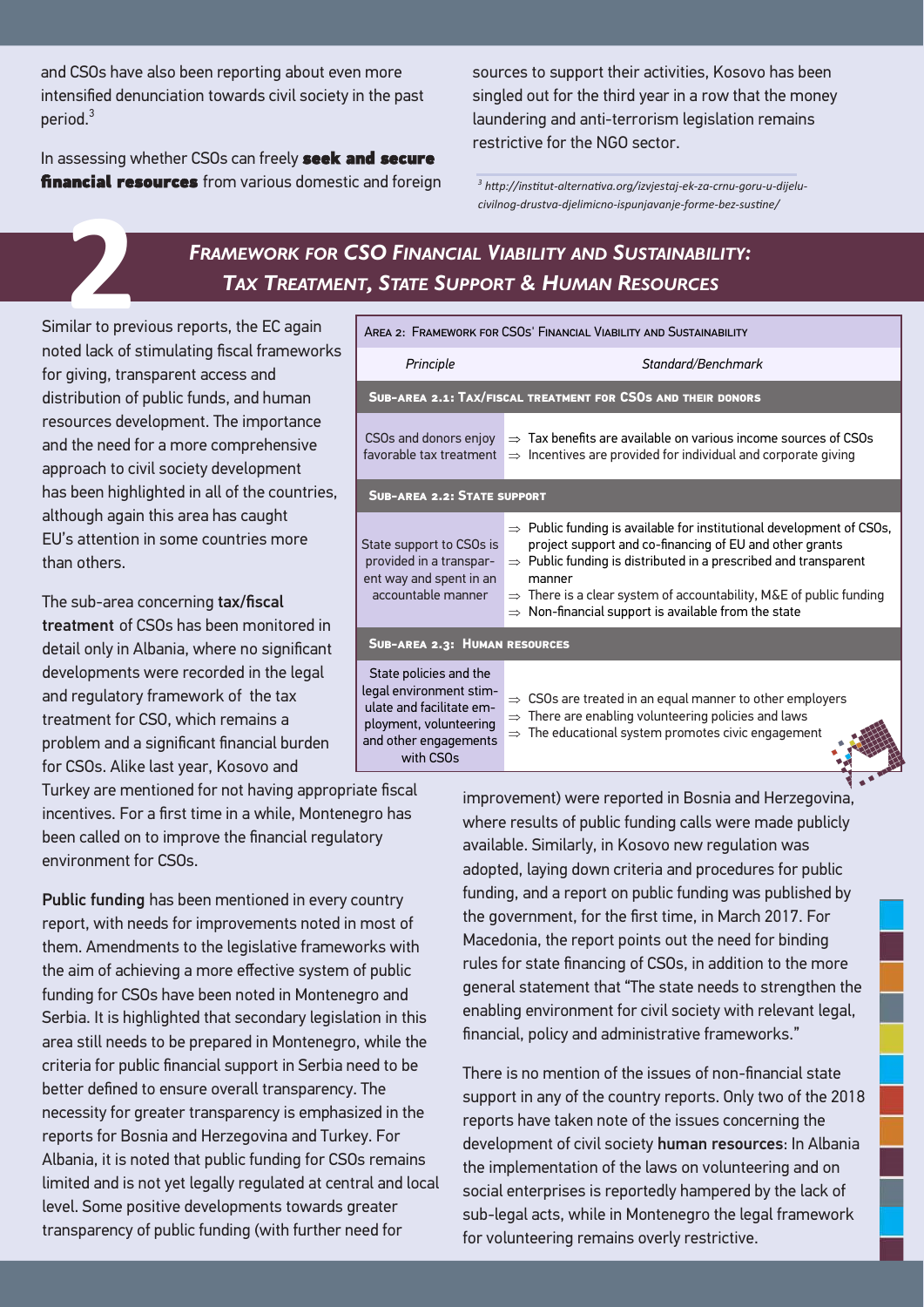and CSOs have also been reporting about even more intensified denunciation towards civil society in the past period.[3]

In assessing whether CSOs can freely **seek and secure financial resources** from various domestic and foreign sources to support their activities, Kosovo has been singled out for the third year in a row that the money laundering and anti-terrorism legislation remains restrictive for the NGO sector.

[3] *http://institut-alternativa.org/izvjestaj-ek-za-crnu-goru-u-dijelu-civilnog-drustva-djelimicno-ispunjavanje-forme-bez-sustine/*

## 2 *Framework for CSO Financial Viability and Sustainability: Tax Treatment, State Support & Human Resources*

| Area 2: Framework for CSOs' Financial Viability and Sustainability | |
|---|---|
| *Principle* | *Standard/Benchmark* |
| **Sub-area 2.1: Tax/fiscal treatment for CSOs and their donors** | |
| CSOs and donors enjoy favorable tax treatment | ⇒ Tax benefits are available on various income sources of CSOs<br>⇒ Incentives are provided for individual and corporate giving |
| **Sub-area 2.2: State support** | |
| State support to CSOs is provided in a transparent way and spent in an accountable manner | ⇒ Public funding is available for institutional development of CSOs, project support and co-financing of EU and other grants<br>⇒ Public funding is distributed in a prescribed and transparent manner<br>⇒ There is a clear system of accountability, M&E of public funding<br>⇒ Non-financial support is available from the state |
| **Sub-area 2.3: Human resources** | |
| State policies and the legal environment stimulate and facilitate employment, volunteering and other engagements with CSOs | ⇒ CSOs are treated in an equal manner to other employers<br>⇒ There are enabling volunteering policies and laws<br>⇒ The educational system promotes civic engagement |

Similar to previous reports, the EC again noted lack of stimulating fiscal frameworks for giving, transparent access and distribution of public funds, and human resources development. The importance and the need for a more comprehensive approach to civil society development has been highlighted in all of the countries, although again this area has caught EU's attention in some countries more than others.

The sub-area concerning **tax/fiscal treatment** of CSOs has been monitored in detail only in Albania, where no significant developments were recorded in the legal and regulatory framework of the tax treatment for CSO, which remains a problem and a significant financial burden for CSOs. Alike last year, Kosovo and Turkey are mentioned for not having appropriate fiscal incentives. For a first time in a while, Montenegro has been called on to improve the financial regulatory environment for CSOs.

**Public funding** has been mentioned in every country report, with needs for improvements noted in most of them. Amendments to the legislative frameworks with the aim of achieving a more effective system of public funding for CSOs have been noted in Montenegro and Serbia. It is highlighted that secondary legislation in this area still needs to be prepared in Montenegro, while the criteria for public financial support in Serbia need to be better defined to ensure overall transparency. The necessity for greater transparency is emphasized in the reports for Bosnia and Herzegovina and Turkey. For Albania, it is noted that public funding for CSOs remains limited and is not yet legally regulated at central and local level. Some positive developments towards greater transparency of public funding (with further need for improvement) were reported in Bosnia and Herzegovina, where results of public funding calls were made publicly available. Similarly, in Kosovo new regulation was adopted, laying down criteria and procedures for public funding, and a report on public funding was published by the government, for the first time, in March 2017. For Macedonia, the report points out the need for binding rules for state financing of CSOs, in addition to the more general statement that "The state needs to strengthen the enabling environment for civil society with relevant legal, financial, policy and administrative frameworks."

There is no mention of the issues of non-financial state support in any of the country reports. Only two of the 2018 reports have taken note of the issues concerning the development of civil society **human resources**: In Albania the implementation of the laws on volunteering and on social enterprises is reportedly hampered by the lack of sub-legal acts, while in Montenegro the legal framework for volunteering remains overly restrictive.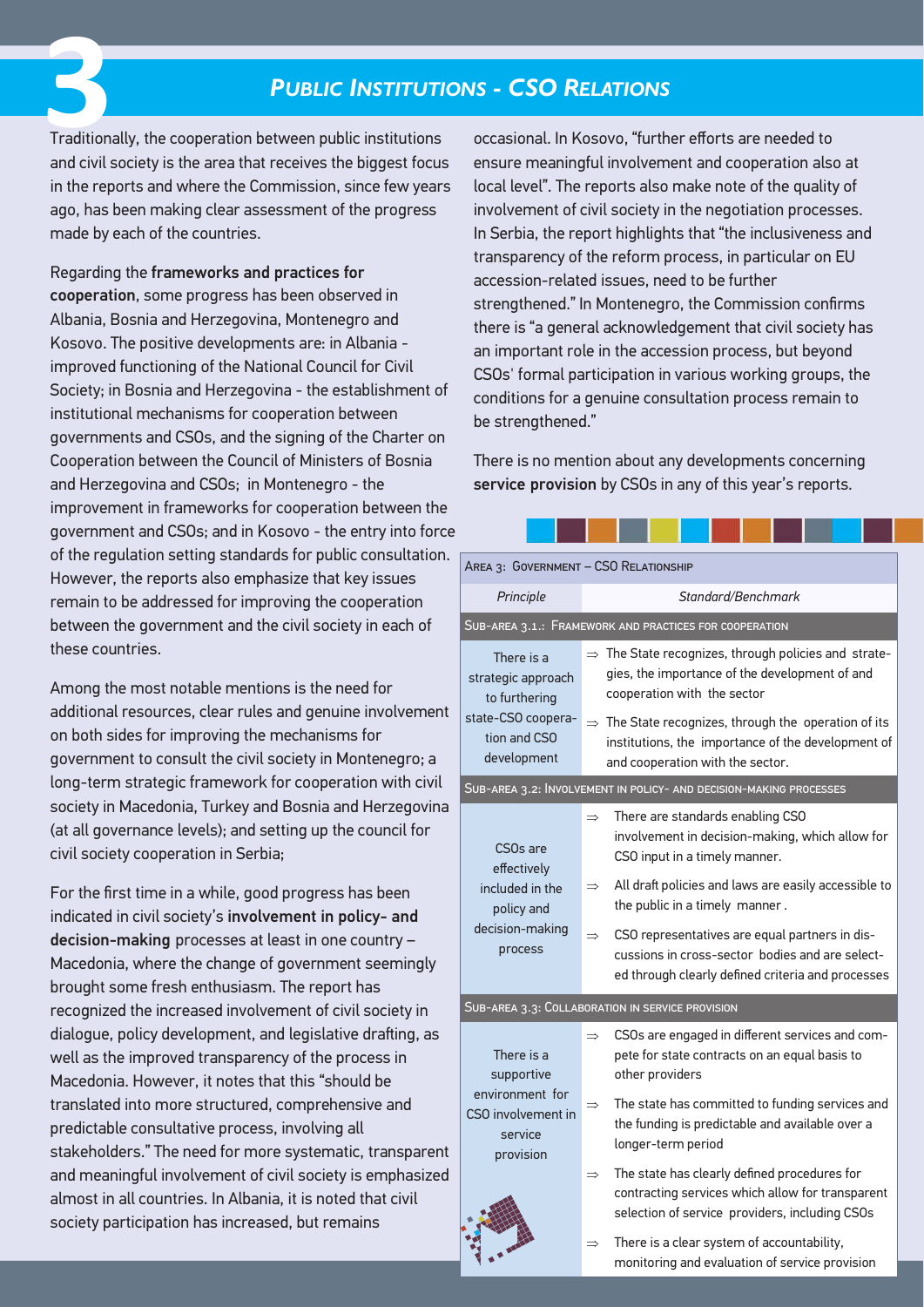# 3 *Public Institutions - CSO Relations*

Traditionally, the cooperation between public institutions and civil society is the area that receives the biggest focus in the reports and where the Commission, since few years ago, has been making clear assessment of the progress made by each of the countries.

Regarding the **frameworks and practices for cooperation**, some progress has been observed in Albania, Bosnia and Herzegovina, Montenegro and Kosovo. The positive developments are: in Albania - improved functioning of the National Council for Civil Society; in Bosnia and Herzegovina - the establishment of institutional mechanisms for cooperation between governments and CSOs, and the signing of the Charter on Cooperation between the Council of Ministers of Bosnia and Herzegovina and CSOs; in Montenegro - the improvement in frameworks for cooperation between the government and CSOs; and in Kosovo - the entry into force of the regulation setting standards for public consultation. However, the reports also emphasize that key issues remain to be addressed for improving the cooperation between the government and the civil society in each of these countries.

Among the most notable mentions is the need for additional resources, clear rules and genuine involvement on both sides for improving the mechanisms for government to consult the civil society in Montenegro; a long-term strategic framework for cooperation with civil society in Macedonia, Turkey and Bosnia and Herzegovina (at all governance levels); and setting up the council for civil society cooperation in Serbia;

For the first time in a while, good progress has been indicated in civil society's **involvement in policy- and decision-making** processes at least in one country – Macedonia, where the change of government seemingly brought some fresh enthusiasm. The report has recognized the increased involvement of civil society in dialogue, policy development, and legislative drafting, as well as the improved transparency of the process in Macedonia. However, it notes that this "should be translated into more structured, comprehensive and predictable consultative process, involving all stakeholders." The need for more systematic, transparent and meaningful involvement of civil society is emphasized almost in all countries. In Albania, it is noted that civil society participation has increased, but remains occasional. In Kosovo, "further efforts are needed to ensure meaningful involvement and cooperation also at local level". The reports also make note of the quality of involvement of civil society in the negotiation processes. In Serbia, the report highlights that "the inclusiveness and transparency of the reform process, in particular on EU accession-related issues, need to be further strengthened." In Montenegro, the Commission confirms there is "a general acknowledgement that civil society has an important role in the accession process, but beyond CSOs' formal participation in various working groups, the conditions for a genuine consultation process remain to be strengthened."

There is no mention about any developments concerning **service provision** by CSOs in any of this year's reports.

| Area 3: Government – CSO Relationship | |
|---|---|
| *Principle* | *Standard/Benchmark* |
| **Sub-area 3.1.: Framework and practices for cooperation** | |
| There is a strategic approach to furthering state-CSO cooperation and CSO development | ⇒ The State recognizes, through policies and strategies, the importance of the development of and cooperation with the sector<br>⇒ The State recognizes, through the operation of its institutions, the importance of the development of and cooperation with the sector. |
| **Sub-area 3.2: Involvement in policy- and decision-making processes** | |
| CSOs are effectively included in the policy and decision-making process | ⇒ There are standards enabling CSO involvement in decision-making, which allow for CSO input in a timely manner.<br>⇒ All draft policies and laws are easily accessible to the public in a timely manner .<br>⇒ CSO representatives are equal partners in discussions in cross-sector bodies and are selected through clearly defined criteria and processes |
| **Sub-area 3.3: Collaboration in service provision** | |
| There is a supportive environment for CSO involvement in service provision | ⇒ CSOs are engaged in different services and compete for state contracts on an equal basis to other providers<br>⇒ The state has committed to funding services and the funding is predictable and available over a longer-term period<br>⇒ The state has clearly defined procedures for contracting services which allow for transparent selection of service providers, including CSOs<br>⇒ There is a clear system of accountability, monitoring and evaluation of service provision |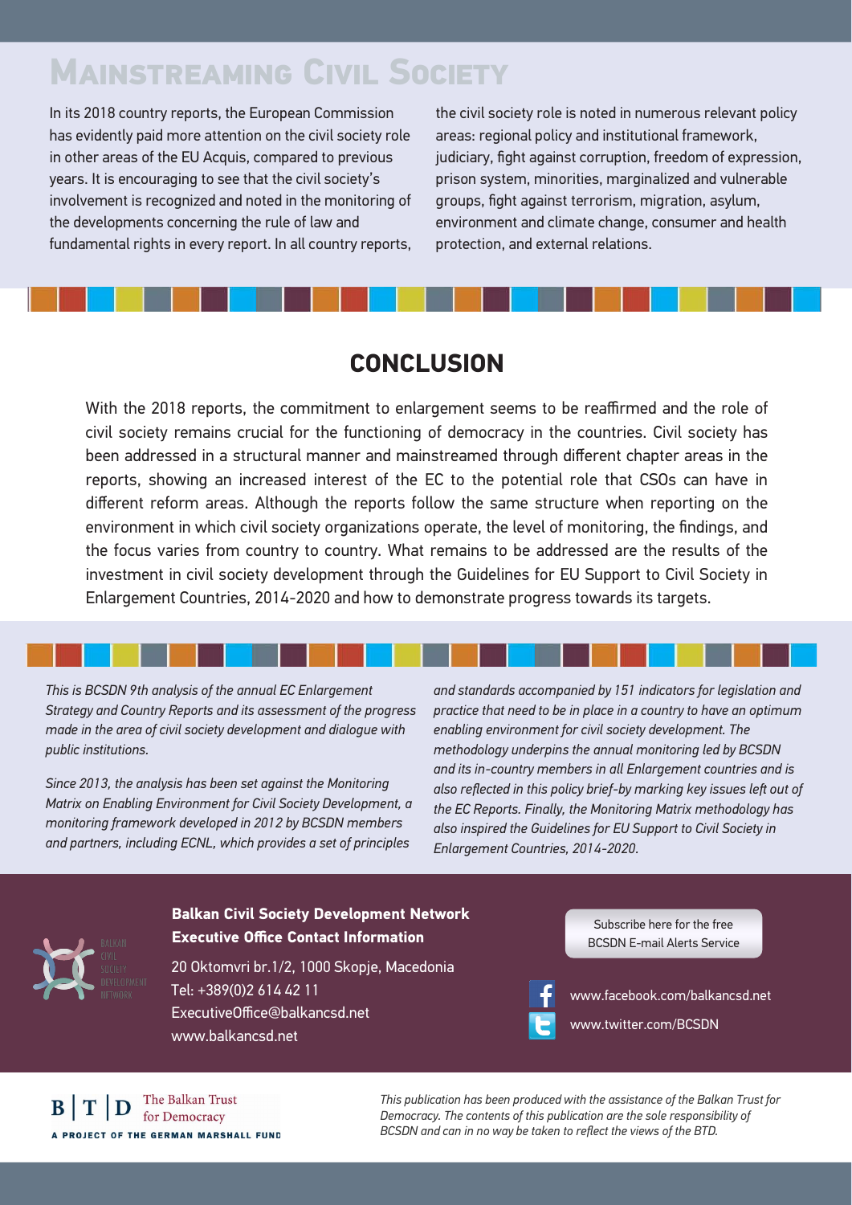## Mainstreaming Civil Society

In its 2018 country reports, the European Commission has evidently paid more attention on the civil society role in other areas of the EU Acquis, compared to previous years. It is encouraging to see that the civil society's involvement is recognized and noted in the monitoring of the developments concerning the rule of law and fundamental rights in every report. In all country reports, the civil society role is noted in numerous relevant policy areas: regional policy and institutional framework, judiciary, fight against corruption, freedom of expression, prison system, minorities, marginalized and vulnerable groups, fight against terrorism, migration, asylum, environment and climate change, consumer and health protection, and external relations.

## CONCLUSION

With the 2018 reports, the commitment to enlargement seems to be reaffirmed and the role of civil society remains crucial for the functioning of democracy in the countries. Civil society has been addressed in a structural manner and mainstreamed through different chapter areas in the reports, showing an increased interest of the EC to the potential role that CSOs can have in different reform areas. Although the reports follow the same structure when reporting on the environment in which civil society organizations operate, the level of monitoring, the findings, and the focus varies from country to country. What remains to be addressed are the results of the investment in civil society development through the Guidelines for EU Support to Civil Society in Enlargement Countries, 2014-2020 and how to demonstrate progress towards its targets.

*This is BCSDN 9th analysis of the annual EC Enlargement Strategy and Country Reports and its assessment of the progress made in the area of civil society development and dialogue with public institutions.*

*Since 2013, the analysis has been set against the Monitoring Matrix on Enabling Environment for Civil Society Development, a monitoring framework developed in 2012 by BCSDN members and partners, including ECNL, which provides a set of principles and standards accompanied by 151 indicators for legislation and practice that need to be in place in a country to have an optimum enabling environment for civil society development. The methodology underpins the annual monitoring led by BCSDN and its in-country members in all Enlargement countries and is also reflected in this policy brief-by marking key issues left out of the EC Reports. Finally, the Monitoring Matrix methodology has also inspired the Guidelines for EU Support to Civil Society in Enlargement Countries, 2014-2020.*

BALKAN CIVIL SOCIETY DEVELOPMENT NETWORK

**Balkan Civil Society Development Network**
**Executive Office Contact Information**

20 Oktomvri br.1/2, 1000 Skopje, Macedonia
Tel: +389(0)2 614 42 11
ExecutiveOffice@balkancsd.net
www.balkancsd.net

Subscribe here for the free BCSDN E-mail Alerts Service

www.facebook.com/balkancsd.net
www.twitter.com/BCSDN

B | T | D The Balkan Trust for Democracy
A PROJECT OF THE GERMAN MARSHALL FUND

*This publication has been produced with the assistance of the Balkan Trust for Democracy. The contents of this publication are the sole responsibility of BCSDN and can in no way be taken to reflect the views of the BTD.*